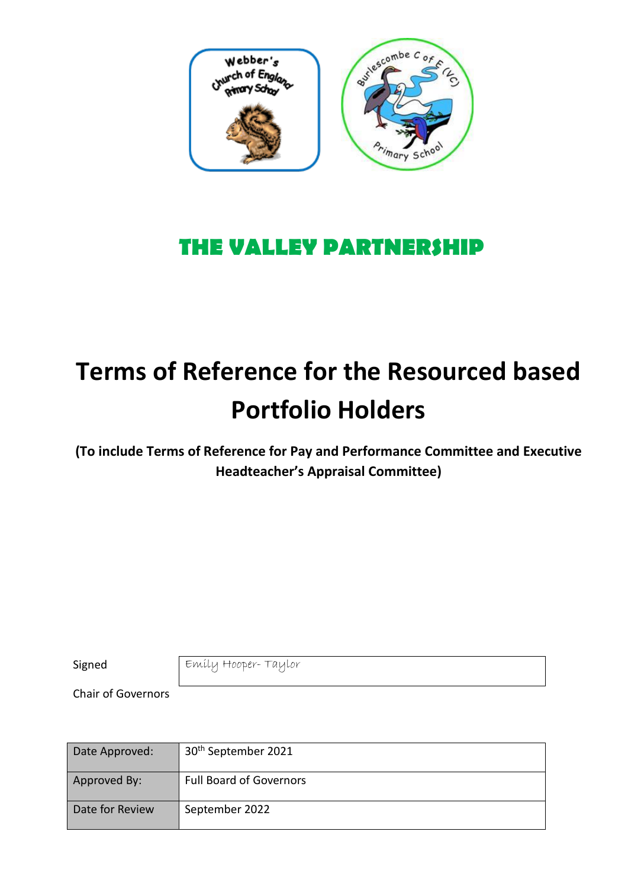# THE VALLEY PARTNERSHIP

# Terms of Reference for the Resourced based Portfolio Holders

**(To include Terms of Reference for Pay and Performance Committee and Executive Headteacher's Appraisal Committee)**

| Signed | Emily Hooper- Taylor |
|---|---|
| Chair of Governors | |

| Date Approved: | 30th September 2021 |
|---|---|
| Approved By: | Full Board of Governors |
| Date for Review | September 2022 |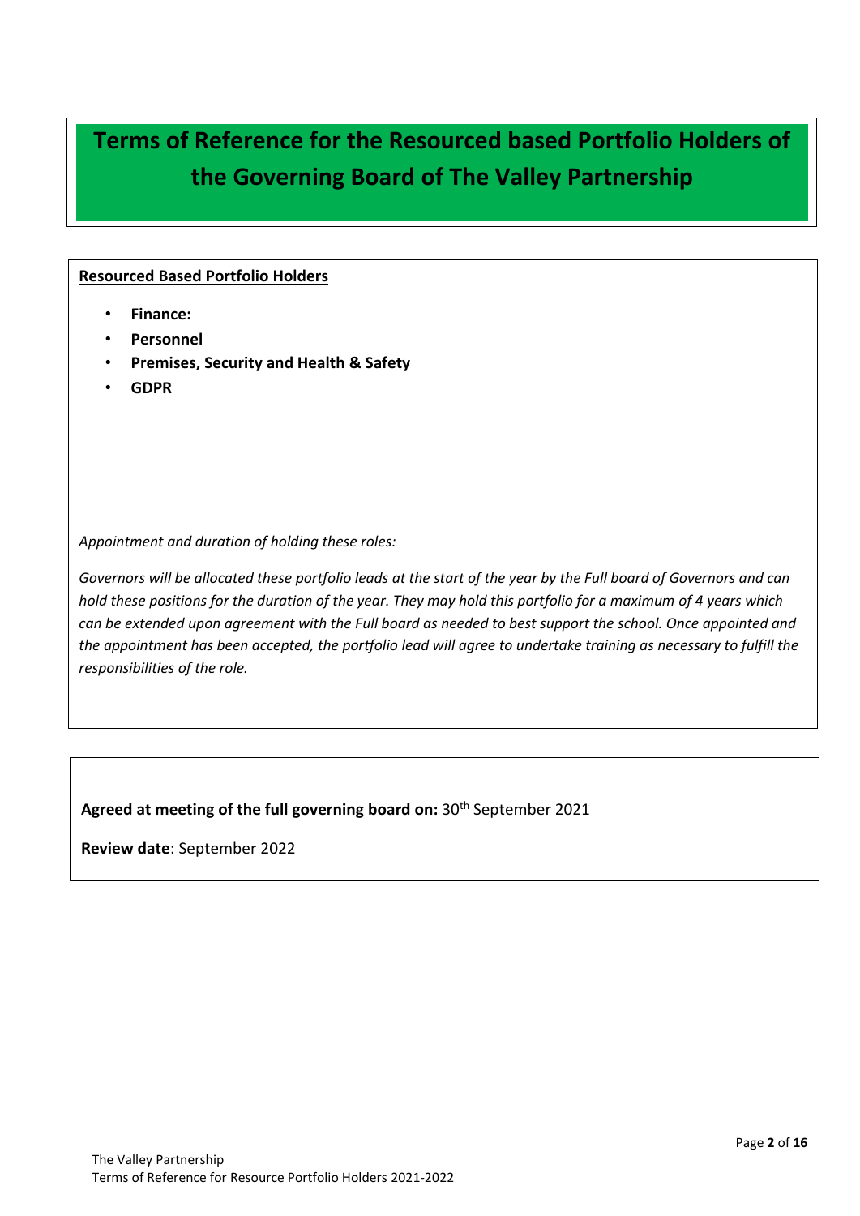# Terms of Reference for the Resourced based Portfolio Holders of the Governing Board of The Valley Partnership

**Resourced Based Portfolio Holders**

- **Finance:**
- **Personnel**
- **Premises, Security and Health & Safety**
- **GDPR**

*Appointment and duration of holding these roles:*

*Governors will be allocated these portfolio leads at the start of the year by the Full board of Governors and can hold these positions for the duration of the year. They may hold this portfolio for a maximum of 4 years which can be extended upon agreement with the Full board as needed to best support the school. Once appointed and the appointment has been accepted, the portfolio lead will agree to undertake training as necessary to fulfill the responsibilities of the role.*

**Agreed at meeting of the full governing board on:** 30th September 2021

**Review date**: September 2022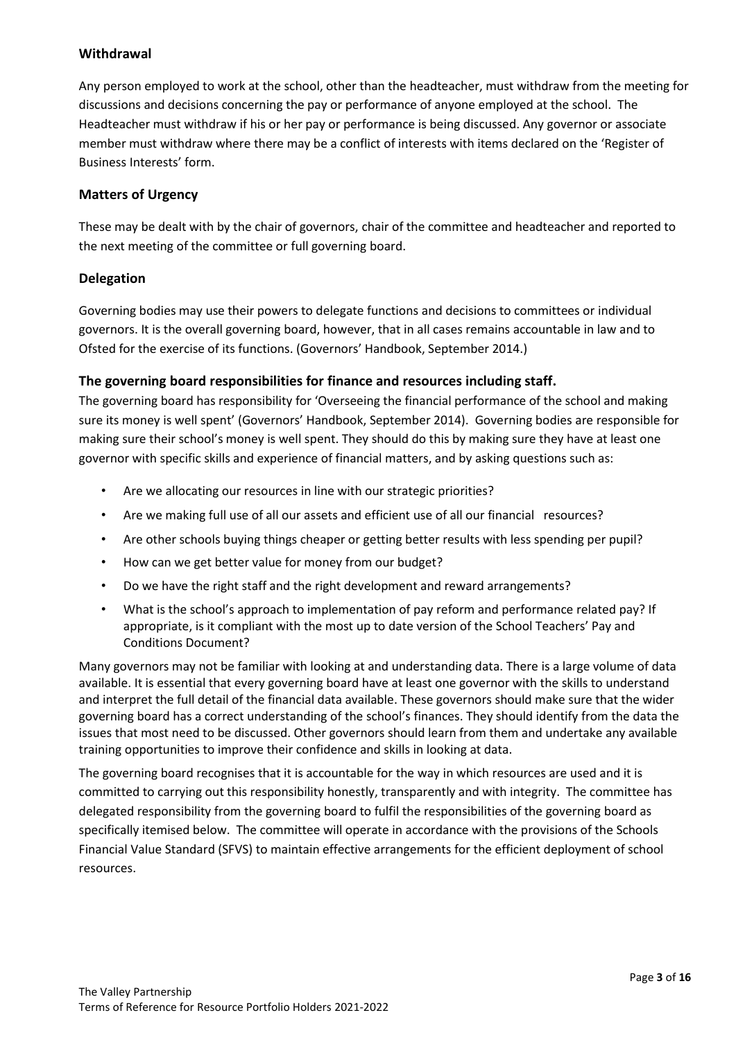### Withdrawal

Any person employed to work at the school, other than the headteacher, must withdraw from the meeting for discussions and decisions concerning the pay or performance of anyone employed at the school. The Headteacher must withdraw if his or her pay or performance is being discussed. Any governor or associate member must withdraw where there may be a conflict of interests with items declared on the 'Register of Business Interests' form.

### Matters of Urgency

These may be dealt with by the chair of governors, chair of the committee and headteacher and reported to the next meeting of the committee or full governing board.

### Delegation

Governing bodies may use their powers to delegate functions and decisions to committees or individual governors. It is the overall governing board, however, that in all cases remains accountable in law and to Ofsted for the exercise of its functions. (Governors' Handbook, September 2014.)

### The governing board responsibilities for finance and resources including staff.

The governing board has responsibility for 'Overseeing the financial performance of the school and making sure its money is well spent' (Governors' Handbook, September 2014). Governing bodies are responsible for making sure their school's money is well spent. They should do this by making sure they have at least one governor with specific skills and experience of financial matters, and by asking questions such as:

- Are we allocating our resources in line with our strategic priorities?
- Are we making full use of all our assets and efficient use of all our financial resources?
- Are other schools buying things cheaper or getting better results with less spending per pupil?
- How can we get better value for money from our budget?
- Do we have the right staff and the right development and reward arrangements?
- What is the school's approach to implementation of pay reform and performance related pay? If appropriate, is it compliant with the most up to date version of the School Teachers' Pay and Conditions Document?

Many governors may not be familiar with looking at and understanding data. There is a large volume of data available. It is essential that every governing board have at least one governor with the skills to understand and interpret the full detail of the financial data available. These governors should make sure that the wider governing board has a correct understanding of the school's finances. They should identify from the data the issues that most need to be discussed. Other governors should learn from them and undertake any available training opportunities to improve their confidence and skills in looking at data.

The governing board recognises that it is accountable for the way in which resources are used and it is committed to carrying out this responsibility honestly, transparently and with integrity. The committee has delegated responsibility from the governing board to fulfil the responsibilities of the governing board as specifically itemised below. The committee will operate in accordance with the provisions of the Schools Financial Value Standard (SFVS) to maintain effective arrangements for the efficient deployment of school resources.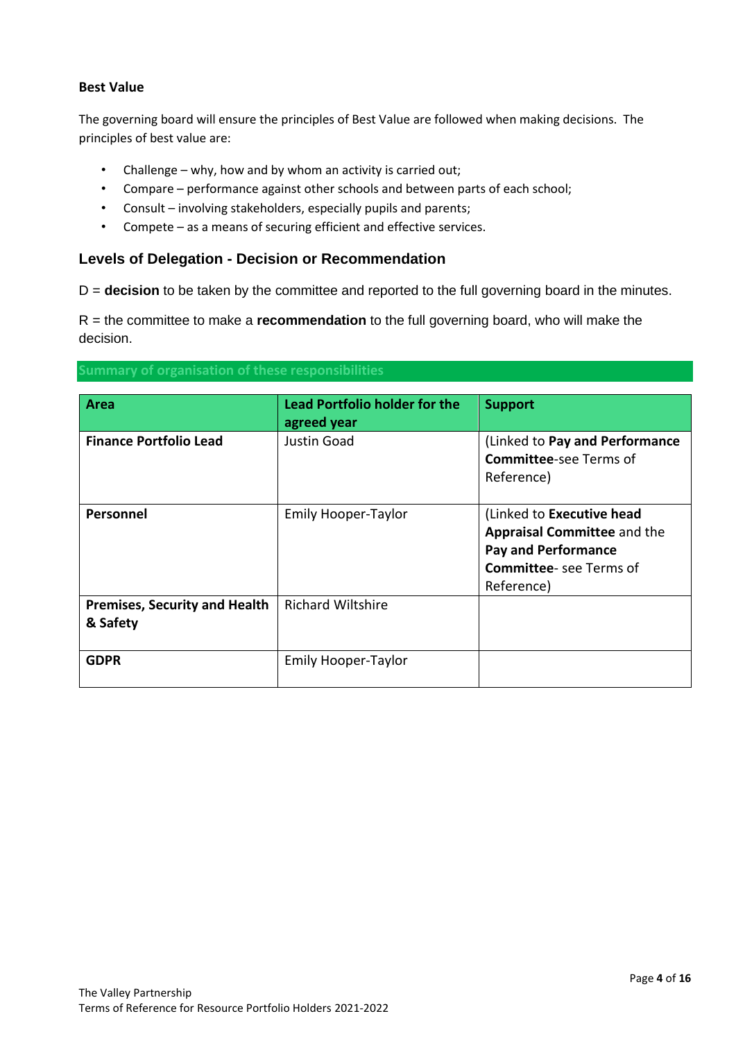**Best Value**

The governing board will ensure the principles of Best Value are followed when making decisions. The principles of best value are:

- Challenge – why, how and by whom an activity is carried out;
- Compare – performance against other schools and between parts of each school;
- Consult – involving stakeholders, especially pupils and parents;
- Compete – as a means of securing efficient and effective services.

## Levels of Delegation - Decision or Recommendation

D = **decision** to be taken by the committee and reported to the full governing board in the minutes.

R = the committee to make a **recommendation** to the full governing board, who will make the decision.

**Summary of organisation of these responsibilities**

| Area | Lead Portfolio holder for the agreed year | Support |
|---|---|---|
| **Finance Portfolio Lead** | Justin Goad | (Linked to **Pay and Performance Committee**-see Terms of Reference) |
| **Personnel** | Emily Hooper-Taylor | (Linked to **Executive head Appraisal Committee** and the **Pay and Performance Committee**- see Terms of Reference) |
| **Premises, Security and Health & Safety** | Richard Wiltshire | |
| **GDPR** | Emily Hooper-Taylor | |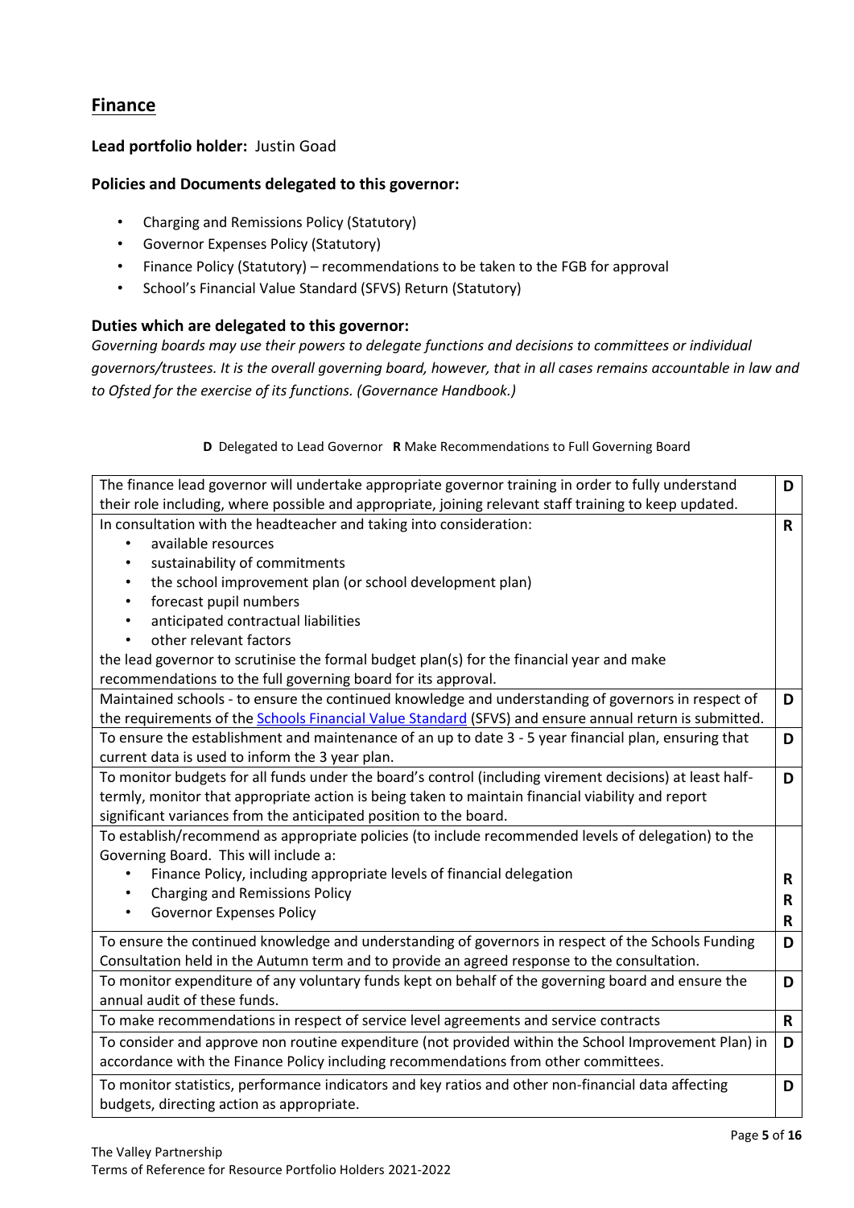## Finance

**Lead portfolio holder:** Justin Goad

### Policies and Documents delegated to this governor:

- Charging and Remissions Policy (Statutory)
- Governor Expenses Policy (Statutory)
- Finance Policy (Statutory) – recommendations to be taken to the FGB for approval
- School's Financial Value Standard (SFVS) Return (Statutory)

### Duties which are delegated to this governor:

*Governing boards may use their powers to delegate functions and decisions to committees or individual governors/trustees. It is the overall governing board, however, that in all cases remains accountable in law and to Ofsted for the exercise of its functions. (Governance Handbook.)*

**D** Delegated to Lead Governor **R** Make Recommendations to Full Governing Board

| Duty | |
|---|---|
| The finance lead governor will undertake appropriate governor training in order to fully understand their role including, where possible and appropriate, joining relevant staff training to keep updated. | **D** |
| In consultation with the headteacher and taking into consideration:<br>• available resources<br>• sustainability of commitments<br>• the school improvement plan (or school development plan)<br>• forecast pupil numbers<br>• anticipated contractual liabilities<br>• other relevant factors<br>the lead governor to scrutinise the formal budget plan(s) for the financial year and make recommendations to the full governing board for its approval. | **R** |
| Maintained schools - to ensure the continued knowledge and understanding of governors in respect of the requirements of the Schools Financial Value Standard (SFVS) and ensure annual return is submitted. | **D** |
| To ensure the establishment and maintenance of an up to date 3 - 5 year financial plan, ensuring that current data is used to inform the 3 year plan. | **D** |
| To monitor budgets for all funds under the board's control (including virement decisions) at least half-termly, monitor that appropriate action is being taken to maintain financial viability and report significant variances from the anticipated position to the board. | **D** |
| To establish/recommend as appropriate policies (to include recommended levels of delegation) to the Governing Board. This will include a:<br>• Finance Policy, including appropriate levels of financial delegation<br>• Charging and Remissions Policy<br>• Governor Expenses Policy | <br><br>**R**<br>**R**<br>**R** |
| To ensure the continued knowledge and understanding of governors in respect of the Schools Funding Consultation held in the Autumn term and to provide an agreed response to the consultation. | **D** |
| To monitor expenditure of any voluntary funds kept on behalf of the governing board and ensure the annual audit of these funds. | **D** |
| To make recommendations in respect of service level agreements and service contracts | **R** |
| To consider and approve non routine expenditure (not provided within the School Improvement Plan) in accordance with the Finance Policy including recommendations from other committees. | **D** |
| To monitor statistics, performance indicators and key ratios and other non-financial data affecting budgets, directing action as appropriate. | **D** |

The Valley Partnership
Terms of Reference for Resource Portfolio Holders 2021-2022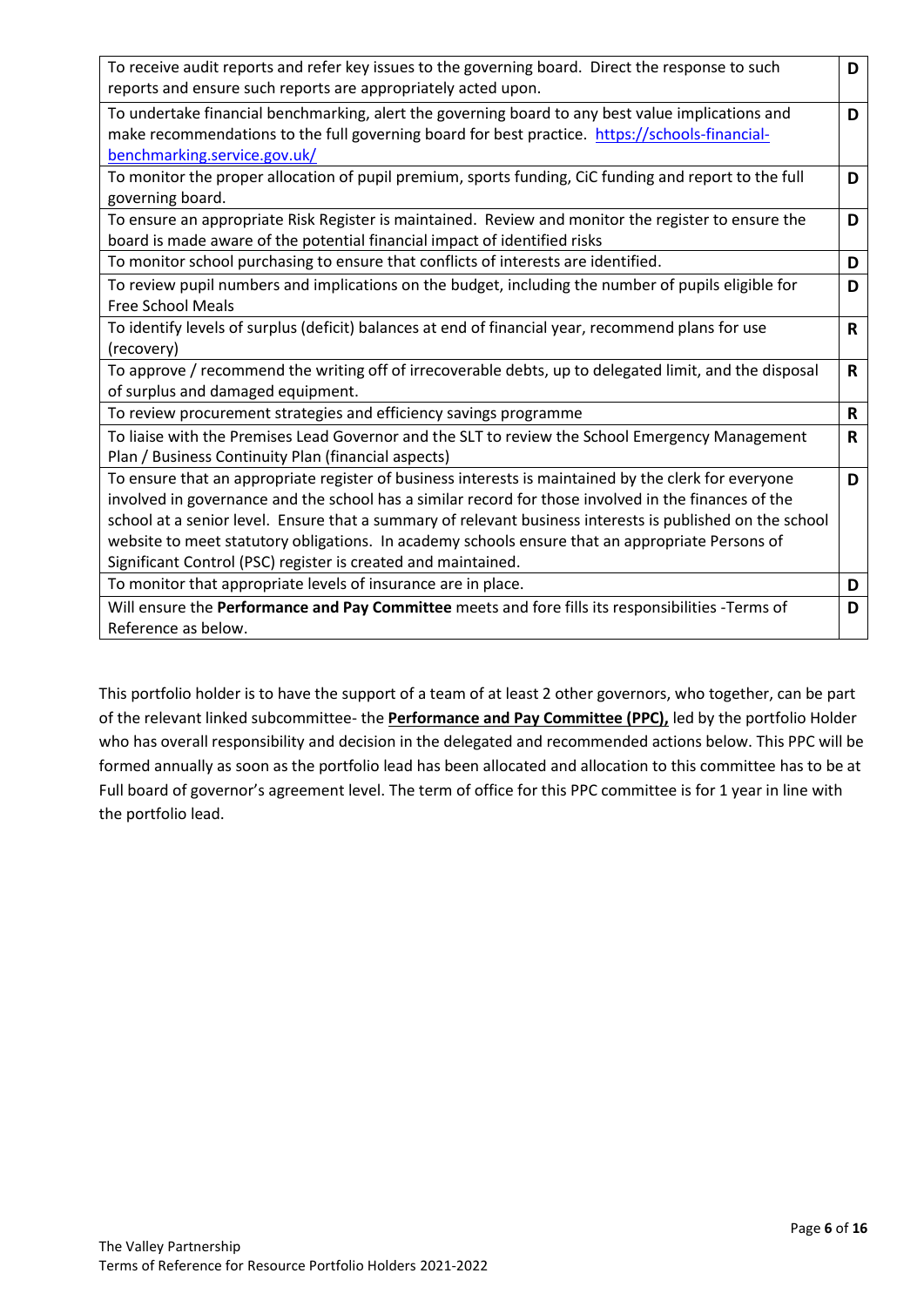| | |
|---|---|
| To receive audit reports and refer key issues to the governing board. Direct the response to such reports and ensure such reports are appropriately acted upon. | **D** |
| To undertake financial benchmarking, alert the governing board to any best value implications and make recommendations to the full governing board for best practice. [https://schools-financial-benchmarking.service.gov.uk/](https://schools-financial-benchmarking.service.gov.uk/) | **D** |
| To monitor the proper allocation of pupil premium, sports funding, CiC funding and report to the full governing board. | **D** |
| To ensure an appropriate Risk Register is maintained. Review and monitor the register to ensure the board is made aware of the potential financial impact of identified risks | **D** |
| To monitor school purchasing to ensure that conflicts of interests are identified. | **D** |
| To review pupil numbers and implications on the budget, including the number of pupils eligible for Free School Meals | **D** |
| To identify levels of surplus (deficit) balances at end of financial year, recommend plans for use (recovery) | **R** |
| To approve / recommend the writing off of irrecoverable debts, up to delegated limit, and the disposal of surplus and damaged equipment. | **R** |
| To review procurement strategies and efficiency savings programme | **R** |
| To liaise with the Premises Lead Governor and the SLT to review the School Emergency Management Plan / Business Continuity Plan (financial aspects) | **R** |
| To ensure that an appropriate register of business interests is maintained by the clerk for everyone involved in governance and the school has a similar record for those involved in the finances of the school at a senior level. Ensure that a summary of relevant business interests is published on the school website to meet statutory obligations. In academy schools ensure that an appropriate Persons of Significant Control (PSC) register is created and maintained. | **D** |
| To monitor that appropriate levels of insurance are in place. | **D** |
| Will ensure the **Performance and Pay Committee** meets and fore fills its responsibilities -Terms of Reference as below. | **D** |

This portfolio holder is to have the support of a team of at least 2 other governors, who together, can be part of the relevant linked subcommittee- the **Performance and Pay Committee (PPC),** led by the portfolio Holder who has overall responsibility and decision in the delegated and recommended actions below. This PPC will be formed annually as soon as the portfolio lead has been allocated and allocation to this committee has to be at Full board of governor's agreement level. The term of office for this PPC committee is for 1 year in line with the portfolio lead.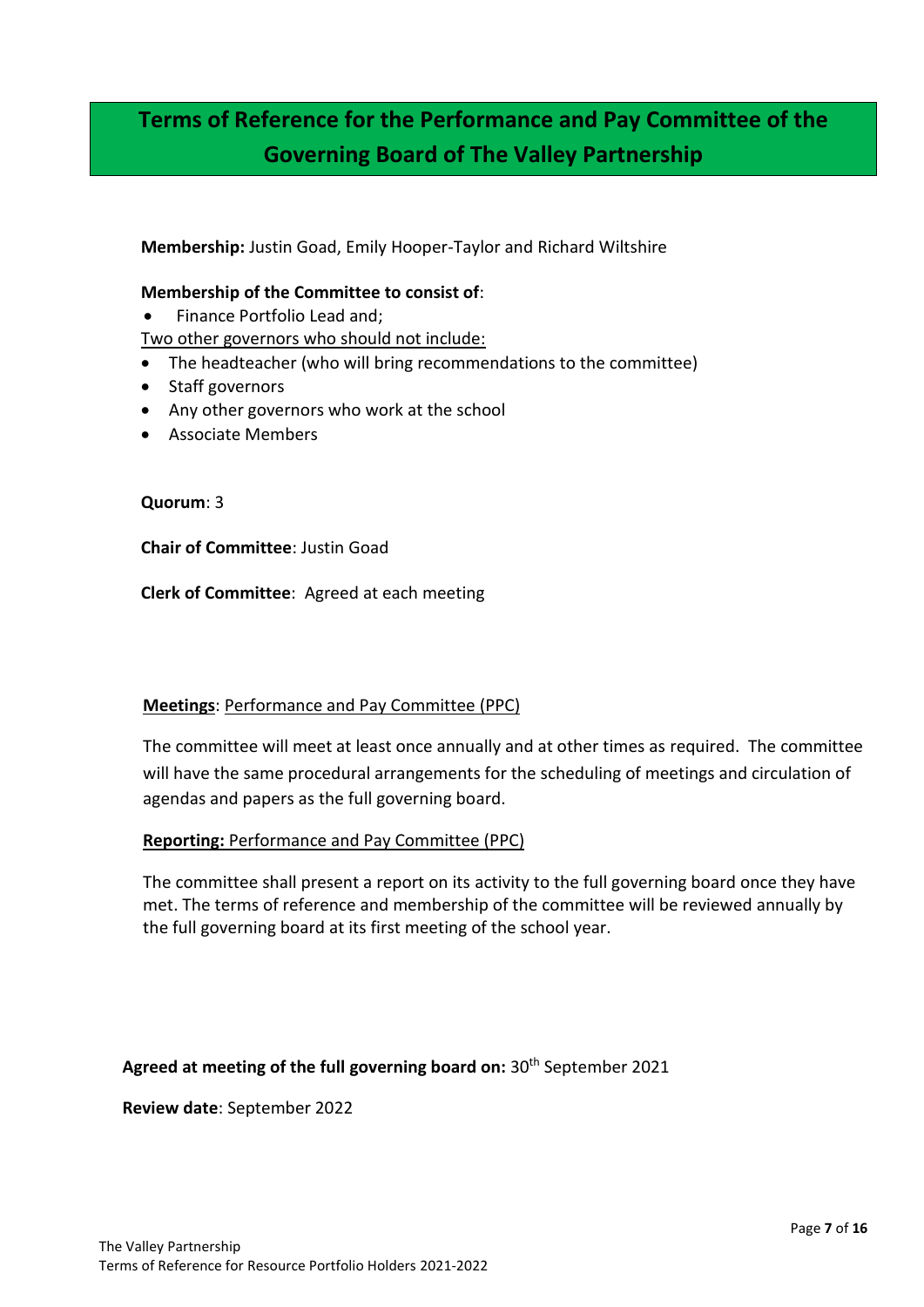# Terms of Reference for the Performance and Pay Committee of the Governing Board of The Valley Partnership

**Membership:** Justin Goad, Emily Hooper-Taylor and Richard Wiltshire

**Membership of the Committee to consist of**:

- Finance Portfolio Lead and;

Two other governors who should not include:

- The headteacher (who will bring recommendations to the committee)
- Staff governors
- Any other governors who work at the school
- Associate Members

**Quorum**: 3

**Chair of Committee**: Justin Goad

**Clerk of Committee**: Agreed at each meeting

**Meetings**: Performance and Pay Committee (PPC)

The committee will meet at least once annually and at other times as required. The committee will have the same procedural arrangements for the scheduling of meetings and circulation of agendas and papers as the full governing board.

**Reporting:** Performance and Pay Committee (PPC)

The committee shall present a report on its activity to the full governing board once they have met. The terms of reference and membership of the committee will be reviewed annually by the full governing board at its first meeting of the school year.

**Agreed at meeting of the full governing board on:** 30th September 2021

**Review date**: September 2022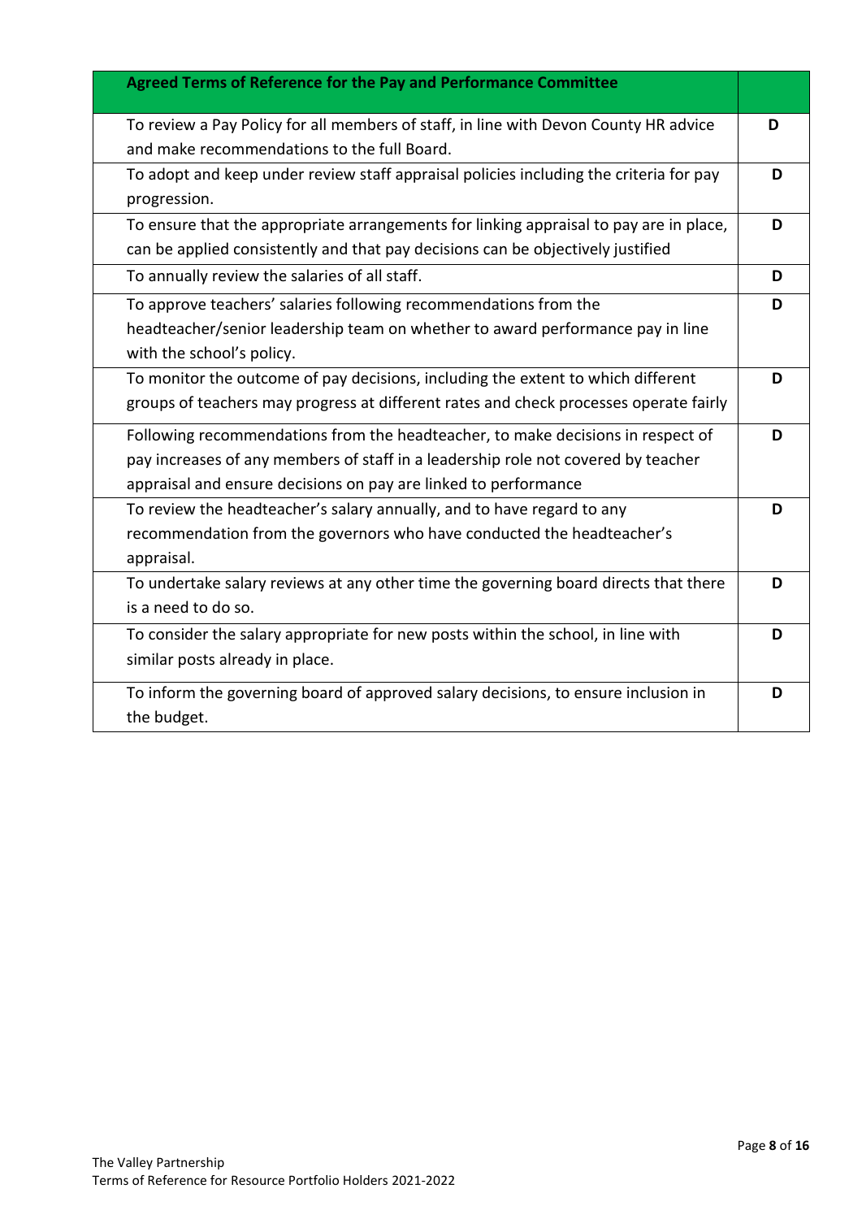| **Agreed Terms of Reference for the Pay and Performance Committee** | |
|---|---|
| To review a Pay Policy for all members of staff, in line with Devon County HR advice and make recommendations to the full Board. | **D** |
| To adopt and keep under review staff appraisal policies including the criteria for pay progression. | **D** |
| To ensure that the appropriate arrangements for linking appraisal to pay are in place, can be applied consistently and that pay decisions can be objectively justified | **D** |
| To annually review the salaries of all staff. | **D** |
| To approve teachers' salaries following recommendations from the headteacher/senior leadership team on whether to award performance pay in line with the school's policy. | **D** |
| To monitor the outcome of pay decisions, including the extent to which different groups of teachers may progress at different rates and check processes operate fairly | **D** |
| Following recommendations from the headteacher, to make decisions in respect of pay increases of any members of staff in a leadership role not covered by teacher appraisal and ensure decisions on pay are linked to performance | **D** |
| To review the headteacher's salary annually, and to have regard to any recommendation from the governors who have conducted the headteacher's appraisal. | **D** |
| To undertake salary reviews at any other time the governing board directs that there is a need to do so. | **D** |
| To consider the salary appropriate for new posts within the school, in line with similar posts already in place. | **D** |
| To inform the governing board of approved salary decisions, to ensure inclusion in the budget. | **D** |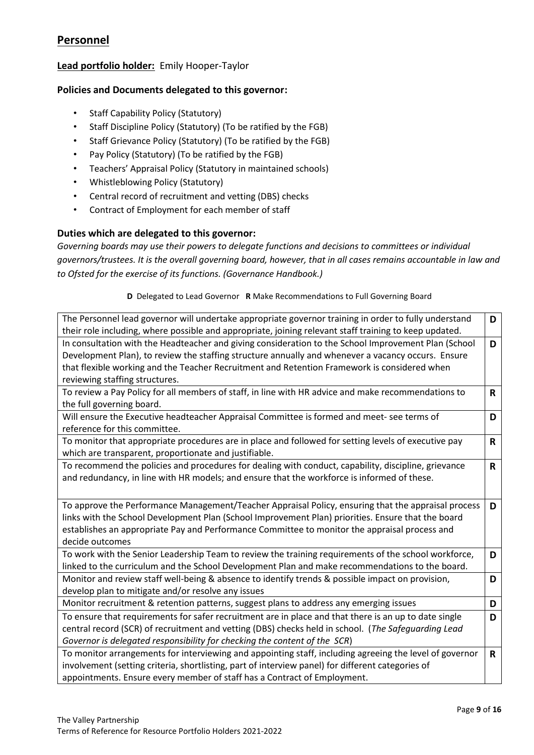## Personnel

**Lead portfolio holder:** Emily Hooper-Taylor

### Policies and Documents delegated to this governor:

- Staff Capability Policy (Statutory)
- Staff Discipline Policy (Statutory) (To be ratified by the FGB)
- Staff Grievance Policy (Statutory) (To be ratified by the FGB)
- Pay Policy (Statutory) (To be ratified by the FGB)
- Teachers' Appraisal Policy (Statutory in maintained schools)
- Whistleblowing Policy (Statutory)
- Central record of recruitment and vetting (DBS) checks
- Contract of Employment for each member of staff

### Duties which are delegated to this governor:

*Governing boards may use their powers to delegate functions and decisions to committees or individual governors/trustees. It is the overall governing board, however, that in all cases remains accountable in law and to Ofsted for the exercise of its functions. (Governance Handbook.)*

**D** Delegated to Lead Governor **R** Make Recommendations to Full Governing Board

| Duty | |
|---|---|
| The Personnel lead governor will undertake appropriate governor training in order to fully understand their role including, where possible and appropriate, joining relevant staff training to keep updated. | **D** |
| In consultation with the Headteacher and giving consideration to the School Improvement Plan (School Development Plan), to review the staffing structure annually and whenever a vacancy occurs. Ensure that flexible working and the Teacher Recruitment and Retention Framework is considered when reviewing staffing structures. | **D** |
| To review a Pay Policy for all members of staff, in line with HR advice and make recommendations to the full governing board. | **R** |
| Will ensure the Executive headteacher Appraisal Committee is formed and meet- see terms of reference for this committee. | **D** |
| To monitor that appropriate procedures are in place and followed for setting levels of executive pay which are transparent, proportionate and justifiable. | **R** |
| To recommend the policies and procedures for dealing with conduct, capability, discipline, grievance and redundancy, in line with HR models; and ensure that the workforce is informed of these. | **R** |
| To approve the Performance Management/Teacher Appraisal Policy, ensuring that the appraisal process links with the School Development Plan (School Improvement Plan) priorities. Ensure that the board establishes an appropriate Pay and Performance Committee to monitor the appraisal process and decide outcomes | **D** |
| To work with the Senior Leadership Team to review the training requirements of the school workforce, linked to the curriculum and the School Development Plan and make recommendations to the board. | **D** |
| Monitor and review staff well-being & absence to identify trends & possible impact on provision, develop plan to mitigate and/or resolve any issues | **D** |
| Monitor recruitment & retention patterns, suggest plans to address any emerging issues | **D** |
| To ensure that requirements for safer recruitment are in place and that there is an up to date single central record (SCR) of recruitment and vetting (DBS) checks held in school. (*The Safeguarding Lead Governor is delegated responsibility for checking the content of the SCR*) | **D** |
| To monitor arrangements for interviewing and appointing staff, including agreeing the level of governor involvement (setting criteria, shortlisting, part of interview panel) for different categories of appointments. Ensure every member of staff has a Contract of Employment. | **R** |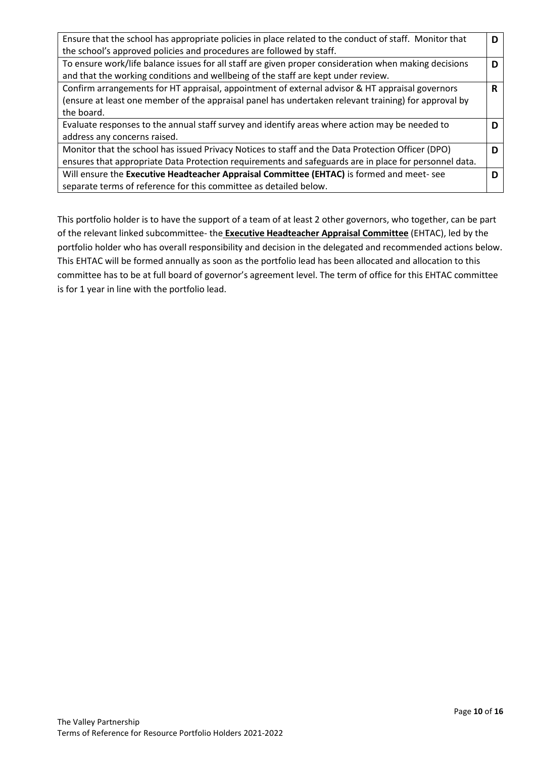| | |
|---|---|
| Ensure that the school has appropriate policies in place related to the conduct of staff. Monitor that the school's approved policies and procedures are followed by staff. | **D** |
| To ensure work/life balance issues for all staff are given proper consideration when making decisions and that the working conditions and wellbeing of the staff are kept under review. | **D** |
| Confirm arrangements for HT appraisal, appointment of external advisor & HT appraisal governors (ensure at least one member of the appraisal panel has undertaken relevant training) for approval by the board. | **R** |
| Evaluate responses to the annual staff survey and identify areas where action may be needed to address any concerns raised. | **D** |
| Monitor that the school has issued Privacy Notices to staff and the Data Protection Officer (DPO) ensures that appropriate Data Protection requirements and safeguards are in place for personnel data. | **D** |
| Will ensure the **Executive Headteacher Appraisal Committee (EHTAC)** is formed and meet- see separate terms of reference for this committee as detailed below. | **D** |

This portfolio holder is to have the support of a team of at least 2 other governors, who together, can be part of the relevant linked subcommittee- the **Executive Headteacher Appraisal Committee** (EHTAC), led by the portfolio holder who has overall responsibility and decision in the delegated and recommended actions below. This EHTAC will be formed annually as soon as the portfolio lead has been allocated and allocation to this committee has to be at full board of governor's agreement level. The term of office for this EHTAC committee is for 1 year in line with the portfolio lead.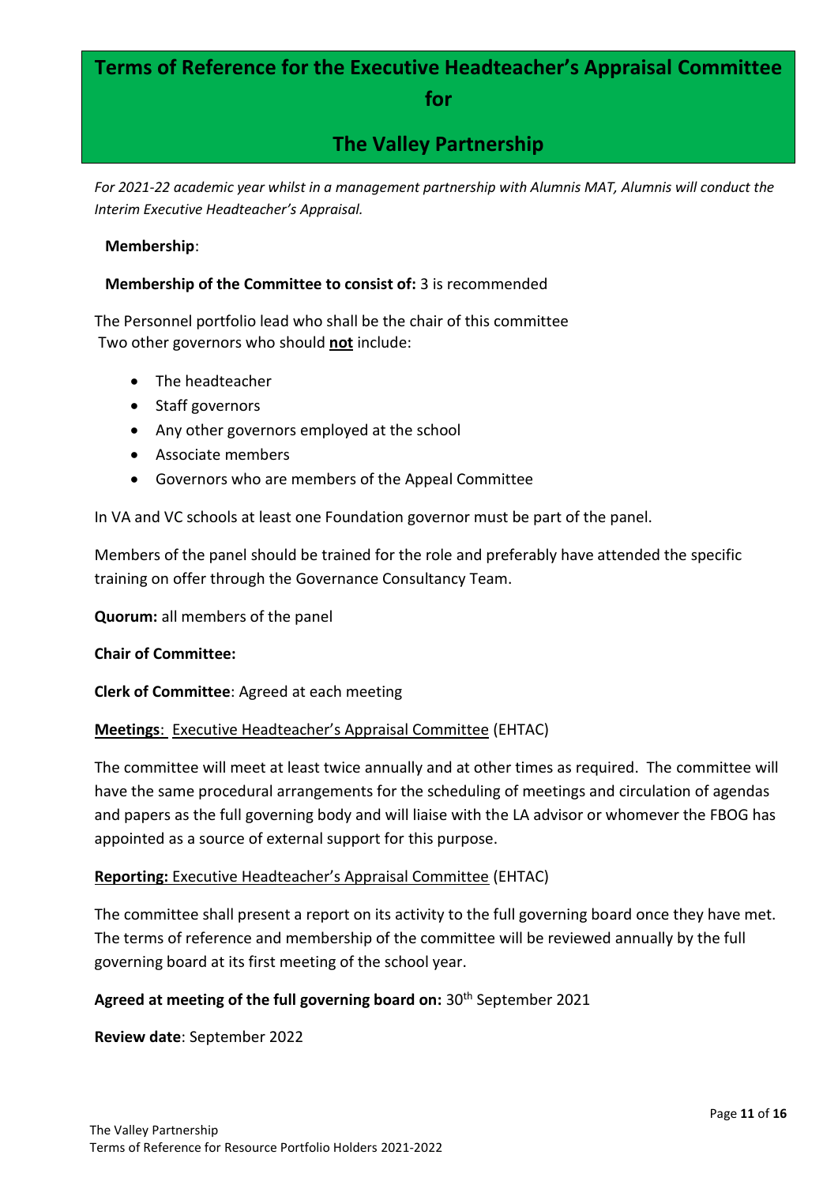# Terms of Reference for the Executive Headteacher's Appraisal Committee for

# The Valley Partnership

*For 2021-22 academic year whilst in a management partnership with Alumnis MAT, Alumnis will conduct the Interim Executive Headteacher's Appraisal.*

**Membership**:

**Membership of the Committee to consist of:** 3 is recommended

The Personnel portfolio lead who shall be the chair of this committee
Two other governors who should **not** include:

- The headteacher
- Staff governors
- Any other governors employed at the school
- Associate members
- Governors who are members of the Appeal Committee

In VA and VC schools at least one Foundation governor must be part of the panel.

Members of the panel should be trained for the role and preferably have attended the specific training on offer through the Governance Consultancy Team.

**Quorum:** all members of the panel

**Chair of Committee:**

**Clerk of Committee**: Agreed at each meeting

**Meetings**: Executive Headteacher's Appraisal Committee (EHTAC)

The committee will meet at least twice annually and at other times as required. The committee will have the same procedural arrangements for the scheduling of meetings and circulation of agendas and papers as the full governing body and will liaise with the LA advisor or whomever the FBOG has appointed as a source of external support for this purpose.

**Reporting:** Executive Headteacher's Appraisal Committee (EHTAC)

The committee shall present a report on its activity to the full governing board once they have met. The terms of reference and membership of the committee will be reviewed annually by the full governing board at its first meeting of the school year.

**Agreed at meeting of the full governing board on:** 30th September 2021

**Review date**: September 2022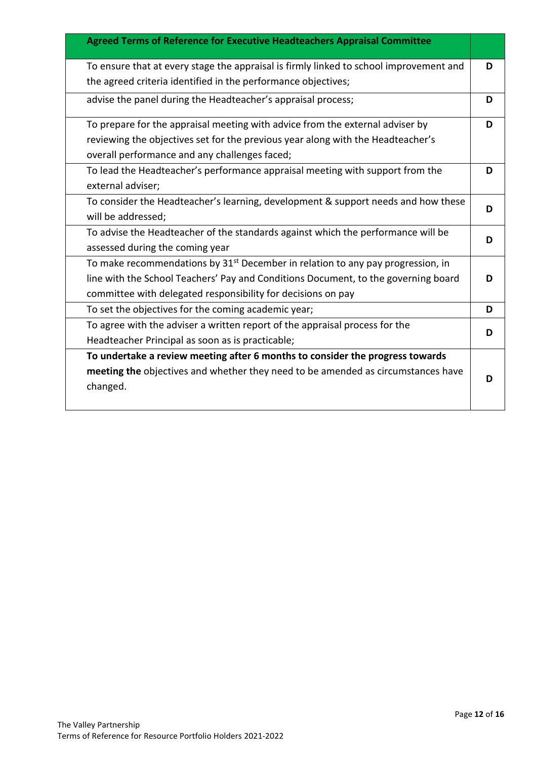| **Agreed Terms of Reference for Executive Headteachers Appraisal Committee** | |
|---|---|
| To ensure that at every stage the appraisal is firmly linked to school improvement and the agreed criteria identified in the performance objectives; | **D** |
| advise the panel during the Headteacher's appraisal process; | **D** |
| To prepare for the appraisal meeting with advice from the external adviser by reviewing the objectives set for the previous year along with the Headteacher's overall performance and any challenges faced; | **D** |
| To lead the Headteacher's performance appraisal meeting with support from the external adviser; | **D** |
| To consider the Headteacher's learning, development & support needs and how these will be addressed; | **D** |
| To advise the Headteacher of the standards against which the performance will be assessed during the coming year | **D** |
| To make recommendations by 31st December in relation to any pay progression, in line with the School Teachers' Pay and Conditions Document, to the governing board committee with delegated responsibility for decisions on pay | **D** |
| To set the objectives for the coming academic year; | **D** |
| To agree with the adviser a written report of the appraisal process for the Headteacher Principal as soon as is practicable; | **D** |
| **To undertake a review meeting after 6 months to consider the progress towards meeting the** objectives and whether they need to be amended as circumstances have changed. | **D** |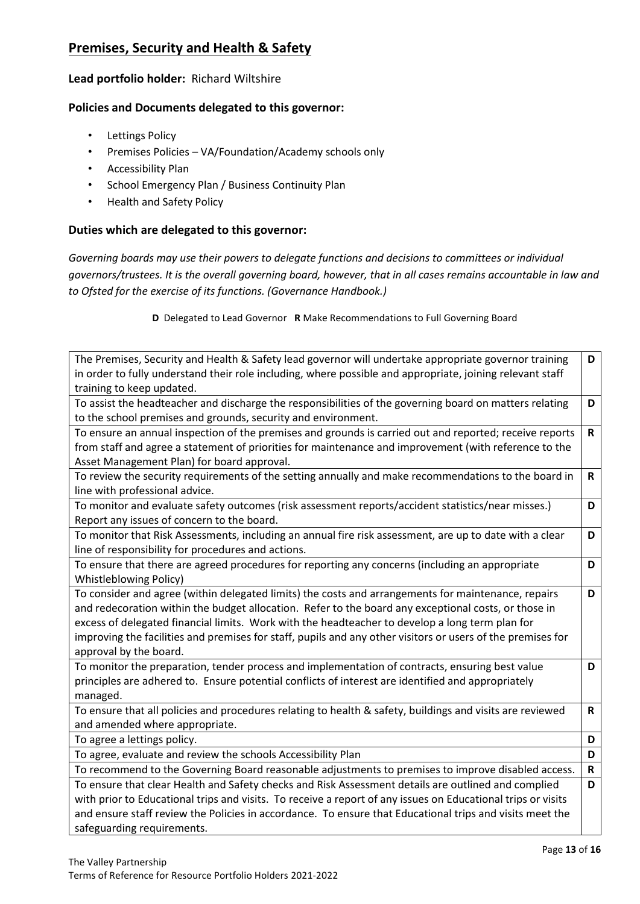## Premises, Security and Health & Safety

**Lead portfolio holder:** Richard Wiltshire

### Policies and Documents delegated to this governor:

- Lettings Policy
- Premises Policies – VA/Foundation/Academy schools only
- Accessibility Plan
- School Emergency Plan / Business Continuity Plan
- Health and Safety Policy

### Duties which are delegated to this governor:

*Governing boards may use their powers to delegate functions and decisions to committees or individual governors/trustees. It is the overall governing board, however, that in all cases remains accountable in law and to Ofsted for the exercise of its functions. (Governance Handbook.)*

**D** Delegated to Lead Governor **R** Make Recommendations to Full Governing Board

| | |
|---|---|
| The Premises, Security and Health & Safety lead governor will undertake appropriate governor training in order to fully understand their role including, where possible and appropriate, joining relevant staff training to keep updated. | **D** |
| To assist the headteacher and discharge the responsibilities of the governing board on matters relating to the school premises and grounds, security and environment. | **D** |
| To ensure an annual inspection of the premises and grounds is carried out and reported; receive reports from staff and agree a statement of priorities for maintenance and improvement (with reference to the Asset Management Plan) for board approval. | **R** |
| To review the security requirements of the setting annually and make recommendations to the board in line with professional advice. | **R** |
| To monitor and evaluate safety outcomes (risk assessment reports/accident statistics/near misses.) Report any issues of concern to the board. | **D** |
| To monitor that Risk Assessments, including an annual fire risk assessment, are up to date with a clear line of responsibility for procedures and actions. | **D** |
| To ensure that there are agreed procedures for reporting any concerns (including an appropriate Whistleblowing Policy) | **D** |
| To consider and agree (within delegated limits) the costs and arrangements for maintenance, repairs and redecoration within the budget allocation. Refer to the board any exceptional costs, or those in excess of delegated financial limits. Work with the headteacher to develop a long term plan for improving the facilities and premises for staff, pupils and any other visitors or users of the premises for approval by the board. | **D** |
| To monitor the preparation, tender process and implementation of contracts, ensuring best value principles are adhered to. Ensure potential conflicts of interest are identified and appropriately managed. | **D** |
| To ensure that all policies and procedures relating to health & safety, buildings and visits are reviewed and amended where appropriate. | **R** |
| To agree a lettings policy. | **D** |
| To agree, evaluate and review the schools Accessibility Plan | **D** |
| To recommend to the Governing Board reasonable adjustments to premises to improve disabled access. | **R** |
| To ensure that clear Health and Safety checks and Risk Assessment details are outlined and complied with prior to Educational trips and visits. To receive a report of any issues on Educational trips or visits and ensure staff review the Policies in accordance. To ensure that Educational trips and visits meet the safeguarding requirements. | **D** |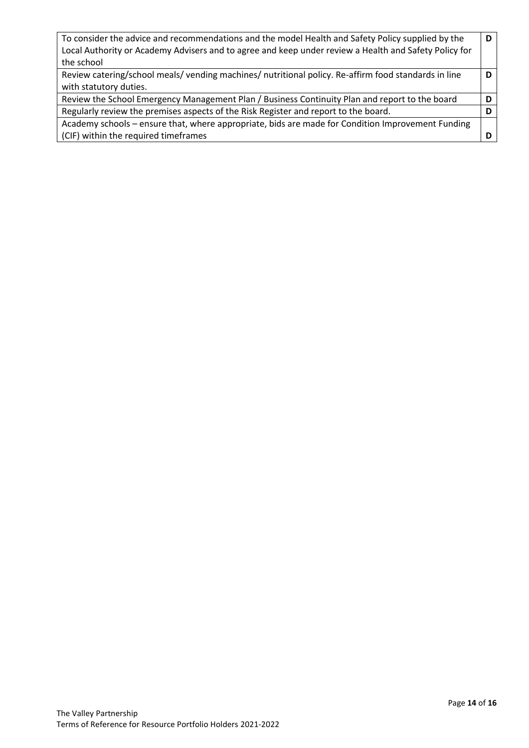| | |
|---|---|
| To consider the advice and recommendations and the model Health and Safety Policy supplied by the Local Authority or Academy Advisers and to agree and keep under review a Health and Safety Policy for the school | **D** |
| Review catering/school meals/ vending machines/ nutritional policy. Re-affirm food standards in line with statutory duties. | **D** |
| Review the School Emergency Management Plan / Business Continuity Plan and report to the board | **D** |
| Regularly review the premises aspects of the Risk Register and report to the board. | **D** |
| Academy schools – ensure that, where appropriate, bids are made for Condition Improvement Funding (CIF) within the required timeframes | **D** |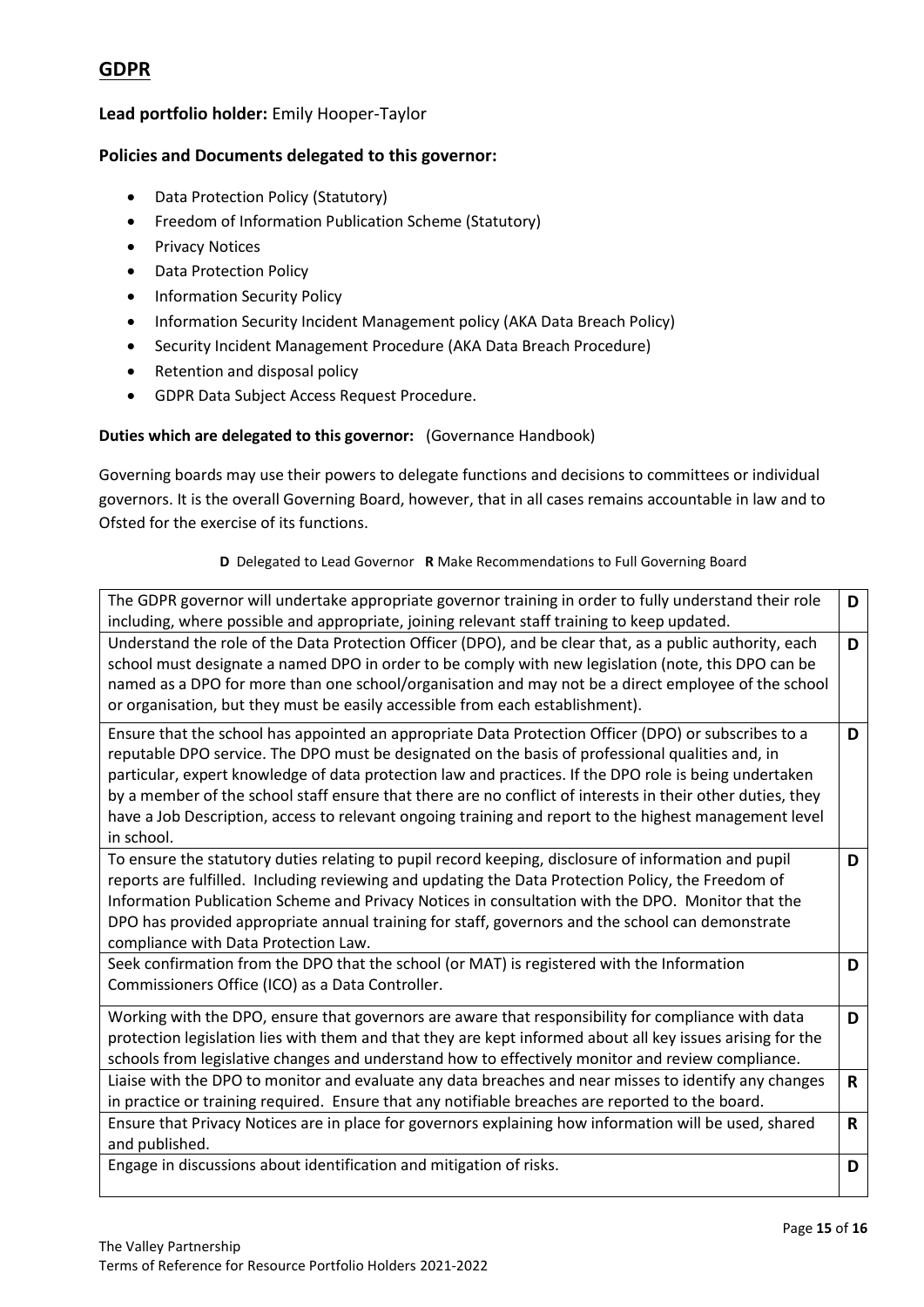# GDPR

**Lead portfolio holder:** Emily Hooper-Taylor

**Policies and Documents delegated to this governor:**

- Data Protection Policy (Statutory)
- Freedom of Information Publication Scheme (Statutory)
- Privacy Notices
- Data Protection Policy
- Information Security Policy
- Information Security Incident Management policy (AKA Data Breach Policy)
- Security Incident Management Procedure (AKA Data Breach Procedure)
- Retention and disposal policy
- GDPR Data Subject Access Request Procedure.

**Duties which are delegated to this governor:** (Governance Handbook)

Governing boards may use their powers to delegate functions and decisions to committees or individual governors. It is the overall Governing Board, however, that in all cases remains accountable in law and to Ofsted for the exercise of its functions.

**D** Delegated to Lead Governor **R** Make Recommendations to Full Governing Board

| Duty | |
|---|---|
| The GDPR governor will undertake appropriate governor training in order to fully understand their role including, where possible and appropriate, joining relevant staff training to keep updated. | **D** |
| Understand the role of the Data Protection Officer (DPO), and be clear that, as a public authority, each school must designate a named DPO in order to be comply with new legislation (note, this DPO can be named as a DPO for more than one school/organisation and may not be a direct employee of the school or organisation, but they must be easily accessible from each establishment). | **D** |
| Ensure that the school has appointed an appropriate Data Protection Officer (DPO) or subscribes to a reputable DPO service. The DPO must be designated on the basis of professional qualities and, in particular, expert knowledge of data protection law and practices. If the DPO role is being undertaken by a member of the school staff ensure that there are no conflict of interests in their other duties, they have a Job Description, access to relevant ongoing training and report to the highest management level in school. | **D** |
| To ensure the statutory duties relating to pupil record keeping, disclosure of information and pupil reports are fulfilled. Including reviewing and updating the Data Protection Policy, the Freedom of Information Publication Scheme and Privacy Notices in consultation with the DPO. Monitor that the DPO has provided appropriate annual training for staff, governors and the school can demonstrate compliance with Data Protection Law. | **D** |
| Seek confirmation from the DPO that the school (or MAT) is registered with the Information Commissioners Office (ICO) as a Data Controller. | **D** |
| Working with the DPO, ensure that governors are aware that responsibility for compliance with data protection legislation lies with them and that they are kept informed about all key issues arising for the schools from legislative changes and understand how to effectively monitor and review compliance. | **D** |
| Liaise with the DPO to monitor and evaluate any data breaches and near misses to identify any changes in practice or training required. Ensure that any notifiable breaches are reported to the board. | **R** |
| Ensure that Privacy Notices are in place for governors explaining how information will be used, shared and published. | **R** |
| Engage in discussions about identification and mitigation of risks. | **D** |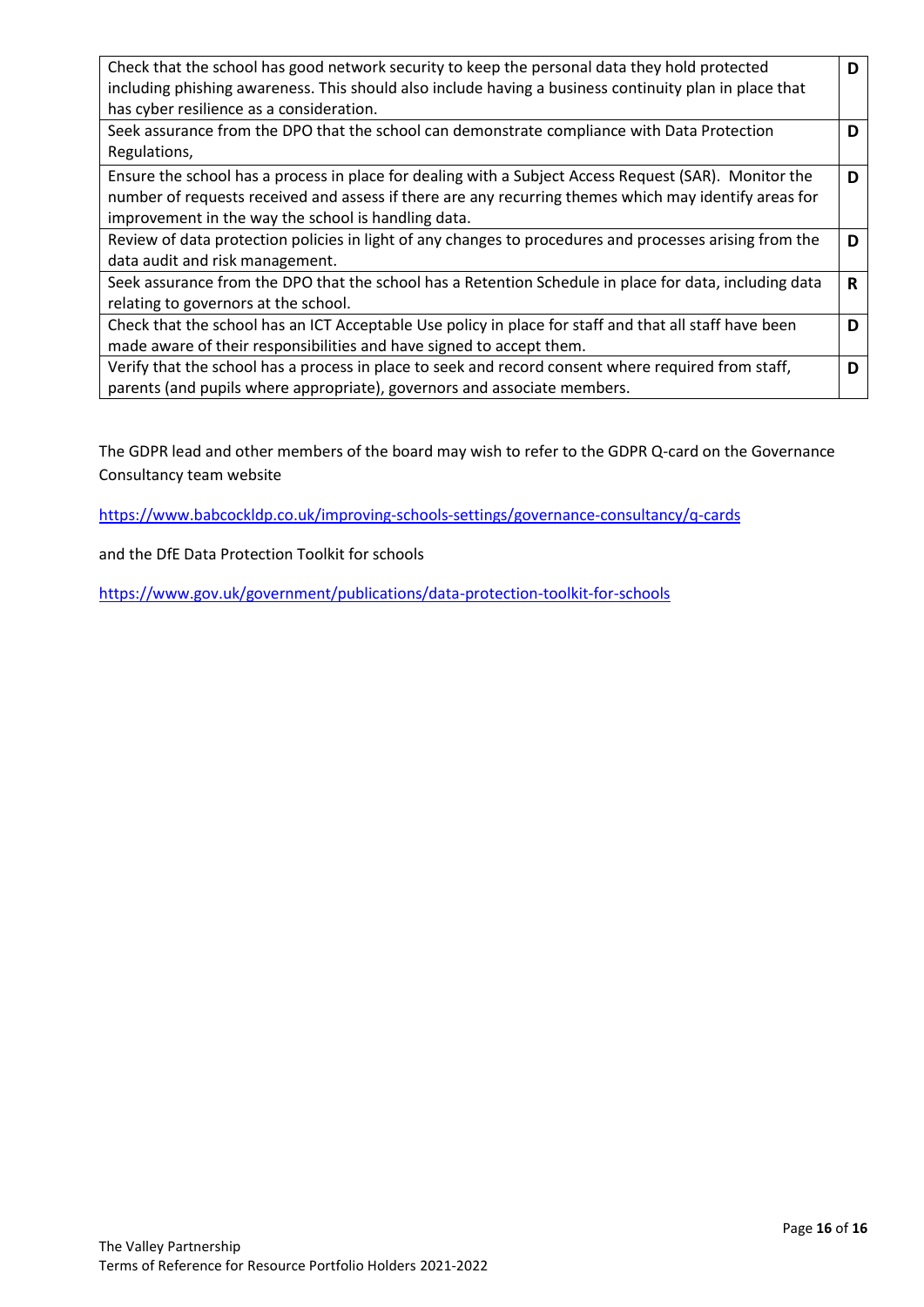| | |
|---|---|
| Check that the school has good network security to keep the personal data they hold protected including phishing awareness. This should also include having a business continuity plan in place that has cyber resilience as a consideration. | **D** |
| Seek assurance from the DPO that the school can demonstrate compliance with Data Protection Regulations, | **D** |
| Ensure the school has a process in place for dealing with a Subject Access Request (SAR). Monitor the number of requests received and assess if there are any recurring themes which may identify areas for improvement in the way the school is handling data. | **D** |
| Review of data protection policies in light of any changes to procedures and processes arising from the data audit and risk management. | **D** |
| Seek assurance from the DPO that the school has a Retention Schedule in place for data, including data relating to governors at the school. | **R** |
| Check that the school has an ICT Acceptable Use policy in place for staff and that all staff have been made aware of their responsibilities and have signed to accept them. | **D** |
| Verify that the school has a process in place to seek and record consent where required from staff, parents (and pupils where appropriate), governors and associate members. | **D** |

The GDPR lead and other members of the board may wish to refer to the GDPR Q-card on the Governance Consultancy team website

https://www.babcockldp.co.uk/improving-schools-settings/governance-consultancy/q-cards

and the DfE Data Protection Toolkit for schools

https://www.gov.uk/government/publications/data-protection-toolkit-for-schools